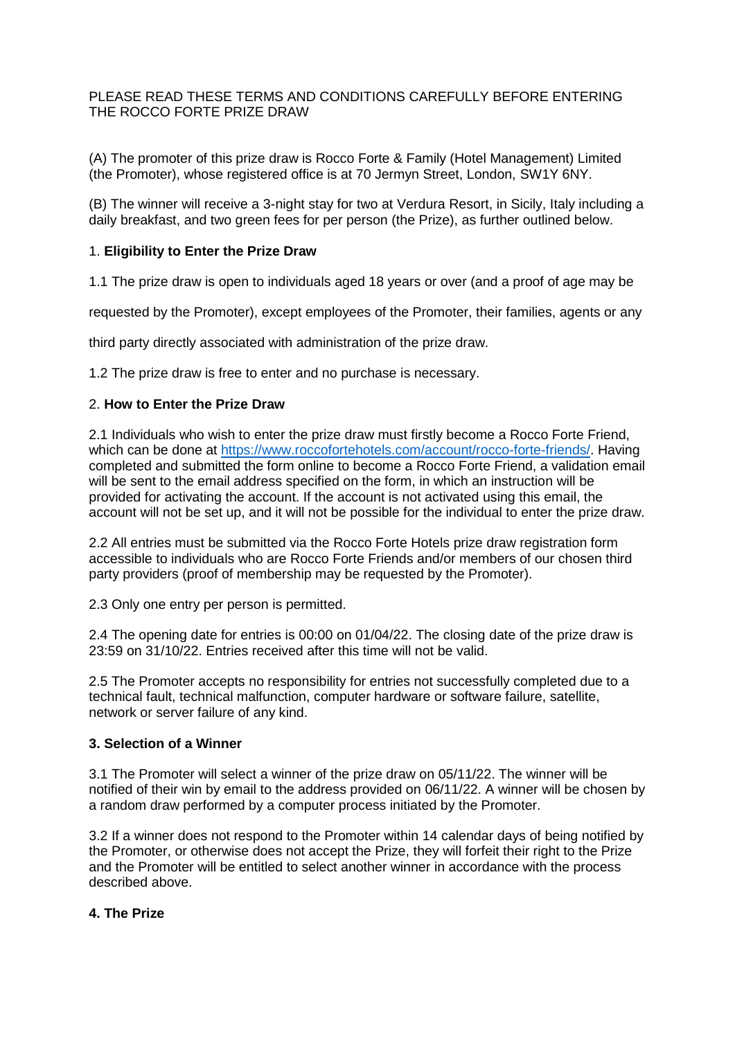PLEASE READ THESE TERMS AND CONDITIONS CAREFULLY BEFORE ENTERING THE ROCCO FORTE PRIZE DRAW

(A) The promoter of this prize draw is Rocco Forte & Family (Hotel Management) Limited (the Promoter), whose registered office is at 70 Jermyn Street, London, SW1Y 6NY.

(B) The winner will receive a 3-night stay for two at Verdura Resort, in Sicily, Italy including a daily breakfast, and two green fees for per person (the Prize), as further outlined below.

1. **Eligibility to Enter the Prize Draw**

1.1 The prize draw is open to individuals aged 18 years or over (and a proof of age may be requested by the Promoter), except employees of the Promoter, their families, agents or any third party directly associated with administration of the prize draw.

1.2 The prize draw is free to enter and no purchase is necessary.

2. **How to Enter the Prize Draw**

2.1 Individuals who wish to enter the prize draw must firstly become a Rocco Forte Friend, which can be done at https://www.roccofortehotels.com/account/rocco-forte-friends/. Having completed and submitted the form online to become a Rocco Forte Friend, a validation email will be sent to the email address specified on the form, in which an instruction will be provided for activating the account. If the account is not activated using this email, the account will not be set up, and it will not be possible for the individual to enter the prize draw.

2.2 All entries must be submitted via the Rocco Forte Hotels prize draw registration form accessible to individuals who are Rocco Forte Friends and/or members of our chosen third party providers (proof of membership may be requested by the Promoter).

2.3 Only one entry per person is permitted.

2.4 The opening date for entries is 00:00 on 01/04/22. The closing date of the prize draw is 23:59 on 31/10/22. Entries received after this time will not be valid.

2.5 The Promoter accepts no responsibility for entries not successfully completed due to a technical fault, technical malfunction, computer hardware or software failure, satellite, network or server failure of any kind.

**3. Selection of a Winner**

3.1 The Promoter will select a winner of the prize draw on 05/11/22. The winner will be notified of their win by email to the address provided on 06/11/22. A winner will be chosen by a random draw performed by a computer process initiated by the Promoter.

3.2 If a winner does not respond to the Promoter within 14 calendar days of being notified by the Promoter, or otherwise does not accept the Prize, they will forfeit their right to the Prize and the Promoter will be entitled to select another winner in accordance with the process described above.

**4. The Prize**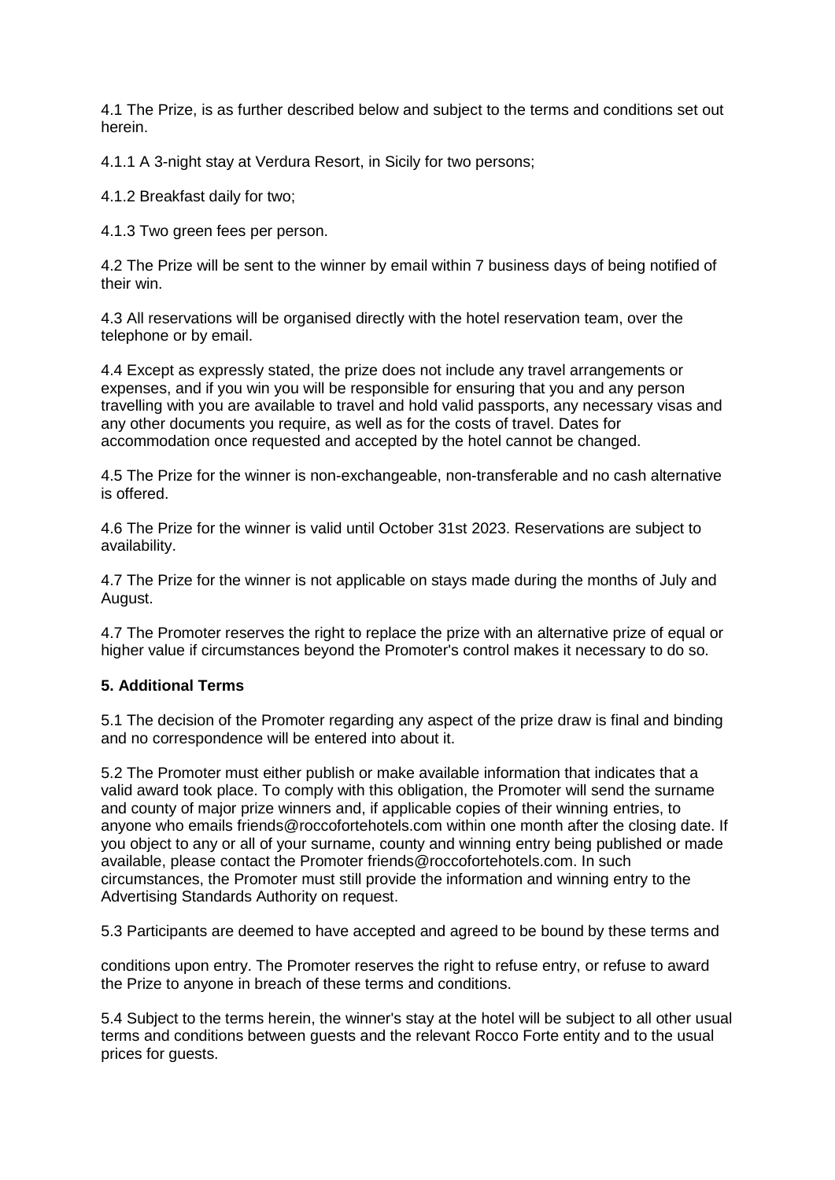4.1 The Prize, is as further described below and subject to the terms and conditions set out herein.

4.1.1 A 3-night stay at Verdura Resort, in Sicily for two persons;

4.1.2 Breakfast daily for two;

4.1.3 Two green fees per person.

4.2 The Prize will be sent to the winner by email within 7 business days of being notified of their win.

4.3 All reservations will be organised directly with the hotel reservation team, over the telephone or by email.

4.4 Except as expressly stated, the prize does not include any travel arrangements or expenses, and if you win you will be responsible for ensuring that you and any person travelling with you are available to travel and hold valid passports, any necessary visas and any other documents you require, as well as for the costs of travel. Dates for accommodation once requested and accepted by the hotel cannot be changed.

4.5 The Prize for the winner is non-exchangeable, non-transferable and no cash alternative is offered.

4.6 The Prize for the winner is valid until October 31st 2023. Reservations are subject to availability.

4.7 The Prize for the winner is not applicable on stays made during the months of July and August.

4.7 The Promoter reserves the right to replace the prize with an alternative prize of equal or higher value if circumstances beyond the Promoter's control makes it necessary to do so.

**5. Additional Terms**

5.1 The decision of the Promoter regarding any aspect of the prize draw is final and binding and no correspondence will be entered into about it.

5.2 The Promoter must either publish or make available information that indicates that a valid award took place. To comply with this obligation, the Promoter will send the surname and county of major prize winners and, if applicable copies of their winning entries, to anyone who emails friends@roccofortehotels.com within one month after the closing date. If you object to any or all of your surname, county and winning entry being published or made available, please contact the Promoter friends@roccofortehotels.com. In such circumstances, the Promoter must still provide the information and winning entry to the Advertising Standards Authority on request.

5.3 Participants are deemed to have accepted and agreed to be bound by these terms and conditions upon entry. The Promoter reserves the right to refuse entry, or refuse to award the Prize to anyone in breach of these terms and conditions.

5.4 Subject to the terms herein, the winner's stay at the hotel will be subject to all other usual terms and conditions between guests and the relevant Rocco Forte entity and to the usual prices for guests.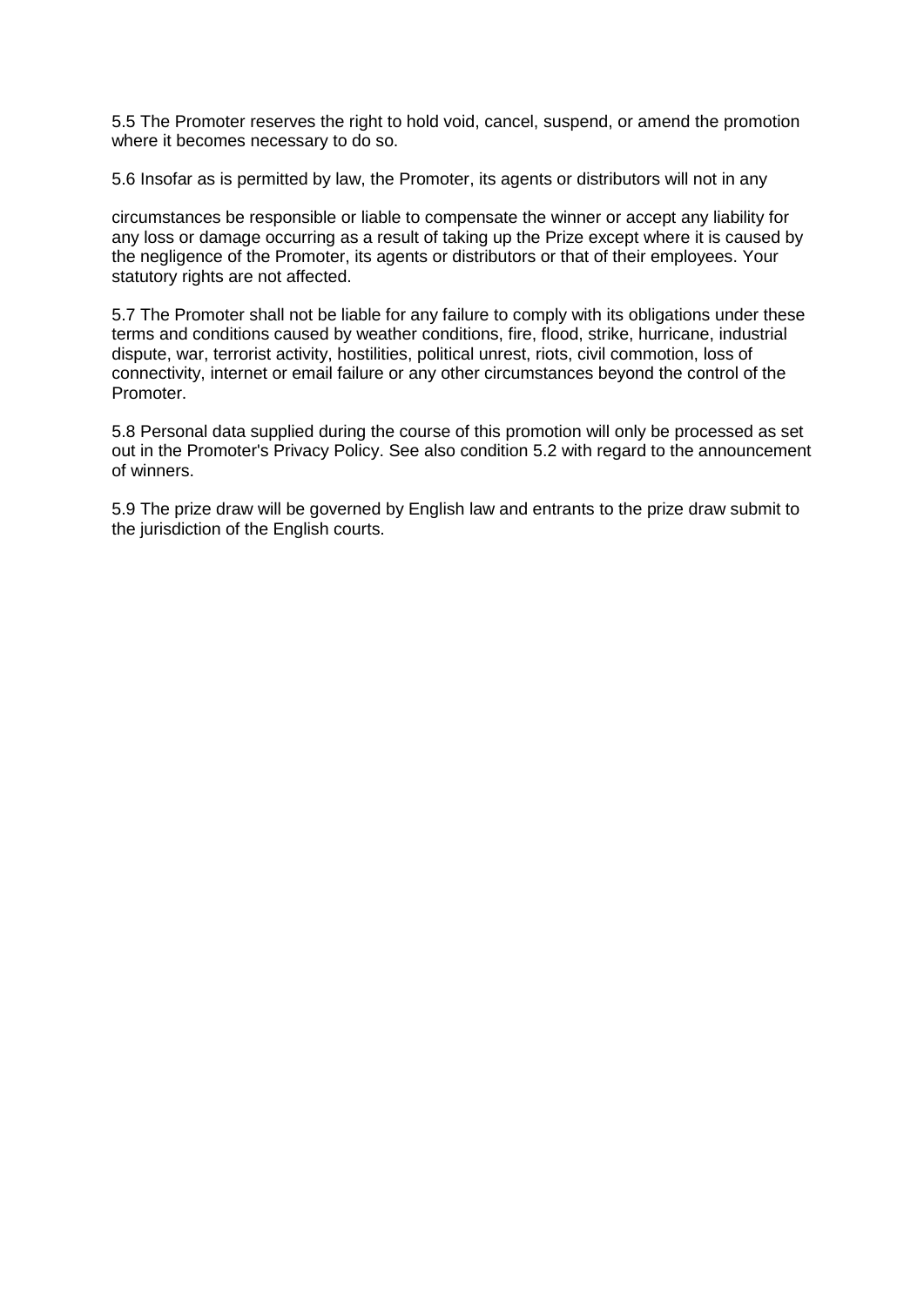5.5 The Promoter reserves the right to hold void, cancel, suspend, or amend the promotion where it becomes necessary to do so.

5.6 Insofar as is permitted by law, the Promoter, its agents or distributors will not in any

circumstances be responsible or liable to compensate the winner or accept any liability for any loss or damage occurring as a result of taking up the Prize except where it is caused by the negligence of the Promoter, its agents or distributors or that of their employees. Your statutory rights are not affected.

5.7 The Promoter shall not be liable for any failure to comply with its obligations under these terms and conditions caused by weather conditions, fire, flood, strike, hurricane, industrial dispute, war, terrorist activity, hostilities, political unrest, riots, civil commotion, loss of connectivity, internet or email failure or any other circumstances beyond the control of the Promoter.

5.8 Personal data supplied during the course of this promotion will only be processed as set out in the Promoter's Privacy Policy. See also condition 5.2 with regard to the announcement of winners.

5.9 The prize draw will be governed by English law and entrants to the prize draw submit to the jurisdiction of the English courts.